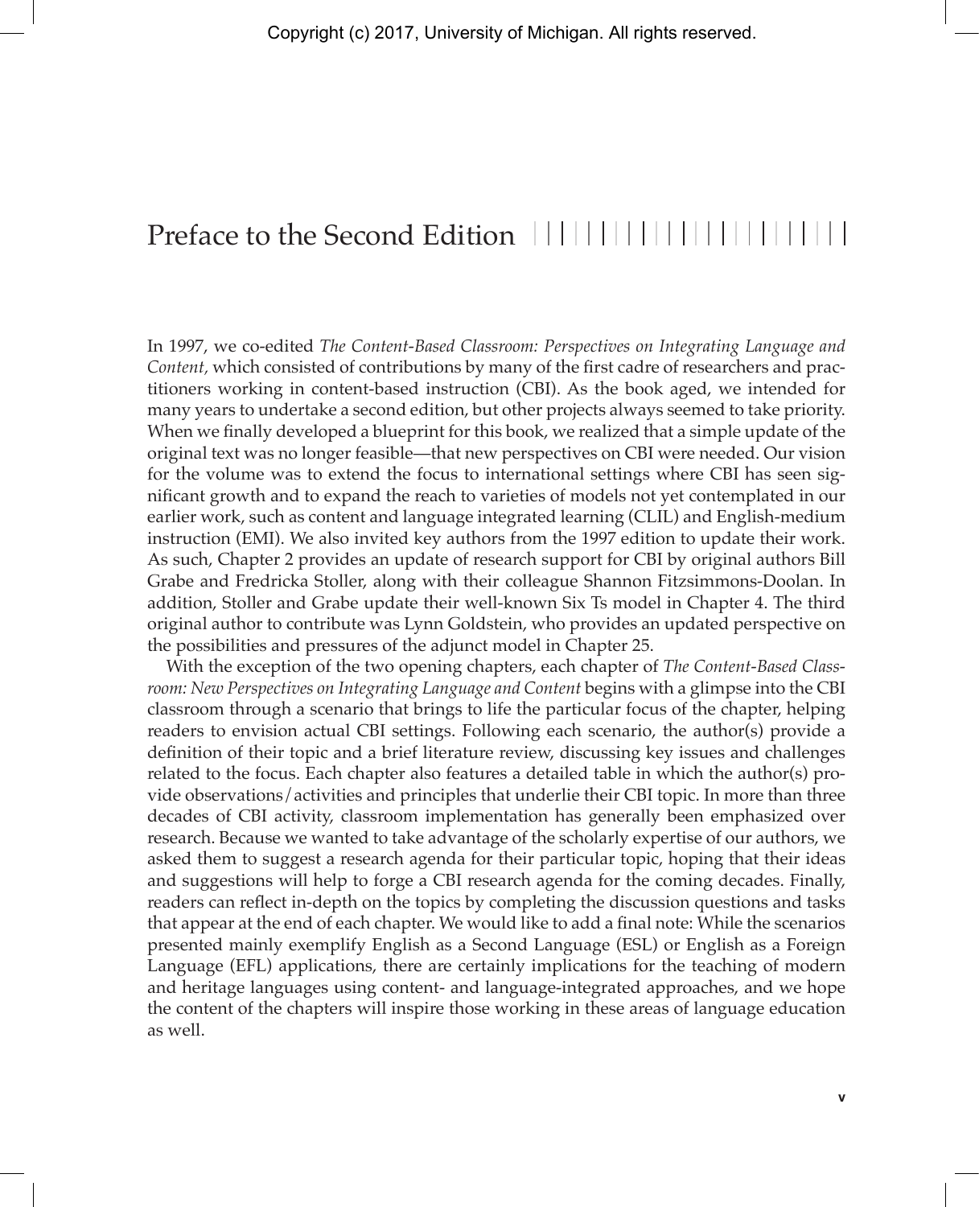# Preface to the Second Edition

In 1997, we co-edited *The Content-Based Classroom: Perspectives on Integrating Language and Content,* which consisted of contributions by many of the first cadre of researchers and practitioners working in content-based instruction (CBI). As the book aged, we intended for many years to undertake a second edition, but other projects always seemed to take priority. When we finally developed a blueprint for this book, we realized that a simple update of the original text was no longer feasible—that new perspectives on CBI were needed. Our vision for the volume was to extend the focus to international settings where CBI has seen significant growth and to expand the reach to varieties of models not yet contemplated in our earlier work, such as content and language integrated learning (CLIL) and English-medium instruction (EMI). We also invited key authors from the 1997 edition to update their work. As such, Chapter 2 provides an update of research support for CBI by original authors Bill Grabe and Fredricka Stoller, along with their colleague Shannon Fitzsimmons-Doolan. In addition, Stoller and Grabe update their well-known Six Ts model in Chapter 4. The third original author to contribute was Lynn Goldstein, who provides an updated perspective on the possibilities and pressures of the adjunct model in Chapter 25.

With the exception of the two opening chapters, each chapter of *The Content-Based Classroom: New Perspectives on Integrating Language and Content* begins with a glimpse into the CBI classroom through a scenario that brings to life the particular focus of the chapter, helping readers to envision actual CBI settings. Following each scenario, the author(s) provide a definition of their topic and a brief literature review, discussing key issues and challenges related to the focus. Each chapter also features a detailed table in which the author(s) provide observations/activities and principles that underlie their CBI topic. In more than three decades of CBI activity, classroom implementation has generally been emphasized over research. Because we wanted to take advantage of the scholarly expertise of our authors, we asked them to suggest a research agenda for their particular topic, hoping that their ideas and suggestions will help to forge a CBI research agenda for the coming decades. Finally, readers can reflect in-depth on the topics by completing the discussion questions and tasks that appear at the end of each chapter. We would like to add a final note: While the scenarios presented mainly exemplify English as a Second Language (ESL) or English as a Foreign Language (EFL) applications, there are certainly implications for the teaching of modern and heritage languages using content- and language-integrated approaches, and we hope the content of the chapters will inspire those working in these areas of language education as well.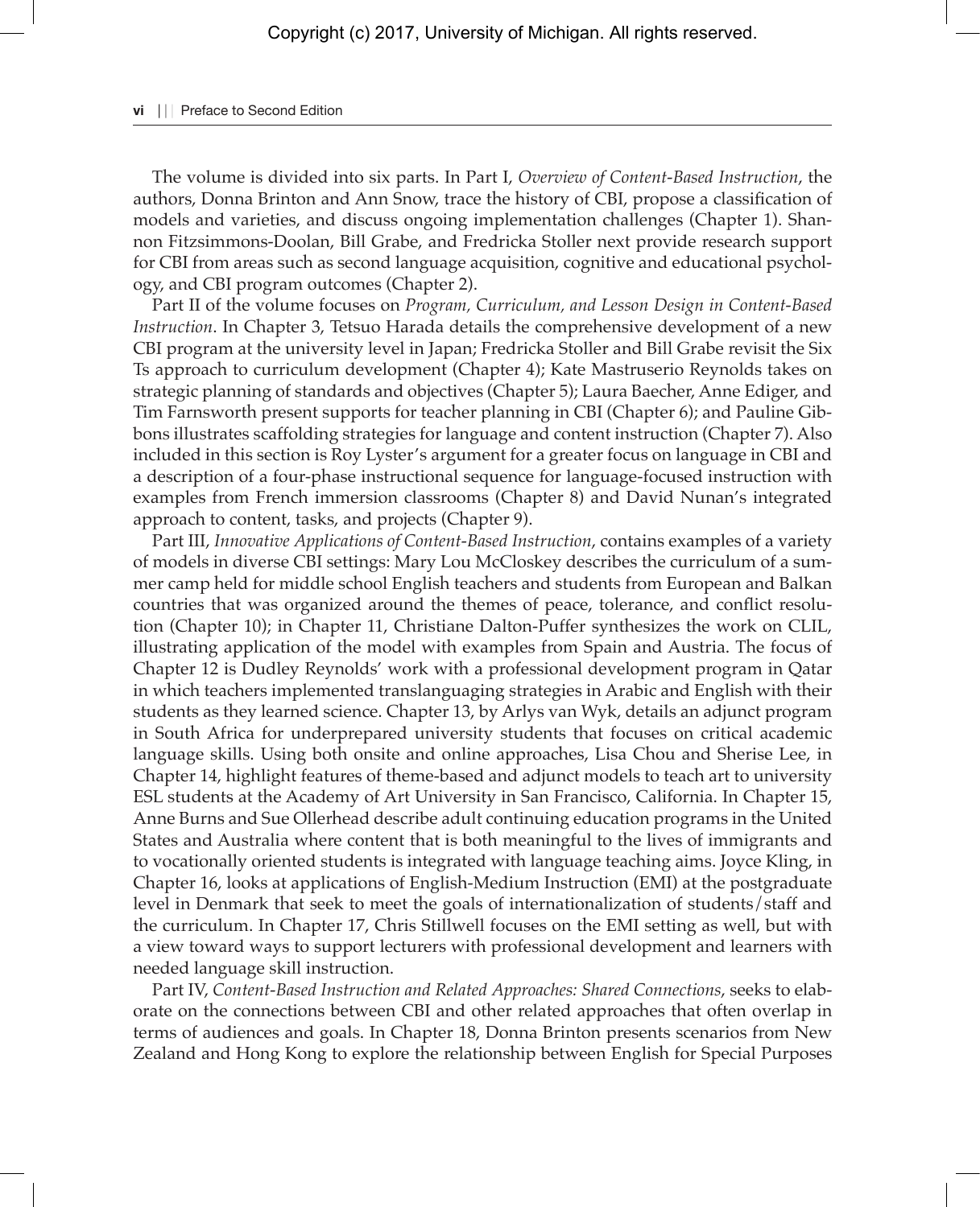The volume is divided into six parts. In Part I, *Overview of Content-Based Instruction*, the authors, Donna Brinton and Ann Snow, trace the history of CBI, propose a classification of models and varieties, and discuss ongoing implementation challenges (Chapter 1). Shannon Fitzsimmons-Doolan, Bill Grabe, and Fredricka Stoller next provide research support for CBI from areas such as second language acquisition, cognitive and educational psychology, and CBI program outcomes (Chapter 2).

Part II of the volume focuses on *Program, Curriculum, and Lesson Design in Content-Based Instruction*. In Chapter 3, Tetsuo Harada details the comprehensive development of a new CBI program at the university level in Japan; Fredricka Stoller and Bill Grabe revisit the Six Ts approach to curriculum development (Chapter 4); Kate Mastruserio Reynolds takes on strategic planning of standards and objectives (Chapter 5); Laura Baecher, Anne Ediger, and Tim Farnsworth present supports for teacher planning in CBI (Chapter 6); and Pauline Gibbons illustrates scaffolding strategies for language and content instruction (Chapter 7). Also included in this section is Roy Lyster's argument for a greater focus on language in CBI and a description of a four-phase instructional sequence for language-focused instruction with examples from French immersion classrooms (Chapter 8) and David Nunan's integrated approach to content, tasks, and projects (Chapter 9).

Part III, *Innovative Applications of Content-Based Instruction*, contains examples of a variety of models in diverse CBI settings: Mary Lou McCloskey describes the curriculum of a summer camp held for middle school English teachers and students from European and Balkan countries that was organized around the themes of peace, tolerance, and conflict resolution (Chapter 10); in Chapter 11, Christiane Dalton-Puffer synthesizes the work on CLIL, illustrating application of the model with examples from Spain and Austria. The focus of Chapter 12 is Dudley Reynolds' work with a professional development program in Qatar in which teachers implemented translanguaging strategies in Arabic and English with their students as they learned science. Chapter 13, by Arlys van Wyk, details an adjunct program in South Africa for underprepared university students that focuses on critical academic language skills. Using both onsite and online approaches, Lisa Chou and Sherise Lee, in Chapter 14, highlight features of theme-based and adjunct models to teach art to university ESL students at the Academy of Art University in San Francisco, California. In Chapter 15, Anne Burns and Sue Ollerhead describe adult continuing education programs in the United States and Australia where content that is both meaningful to the lives of immigrants and to vocationally oriented students is integrated with language teaching aims. Joyce Kling, in Chapter 16, looks at applications of English-Medium Instruction (EMI) at the postgraduate level in Denmark that seek to meet the goals of internationalization of students/staff and the curriculum. In Chapter 17, Chris Stillwell focuses on the EMI setting as well, but with a view toward ways to support lecturers with professional development and learners with needed language skill instruction.

Part IV, *Content-Based Instruction and Related Approaches: Shared Connections*, seeks to elaborate on the connections between CBI and other related approaches that often overlap in terms of audiences and goals. In Chapter 18, Donna Brinton presents scenarios from New Zealand and Hong Kong to explore the relationship between English for Special Purposes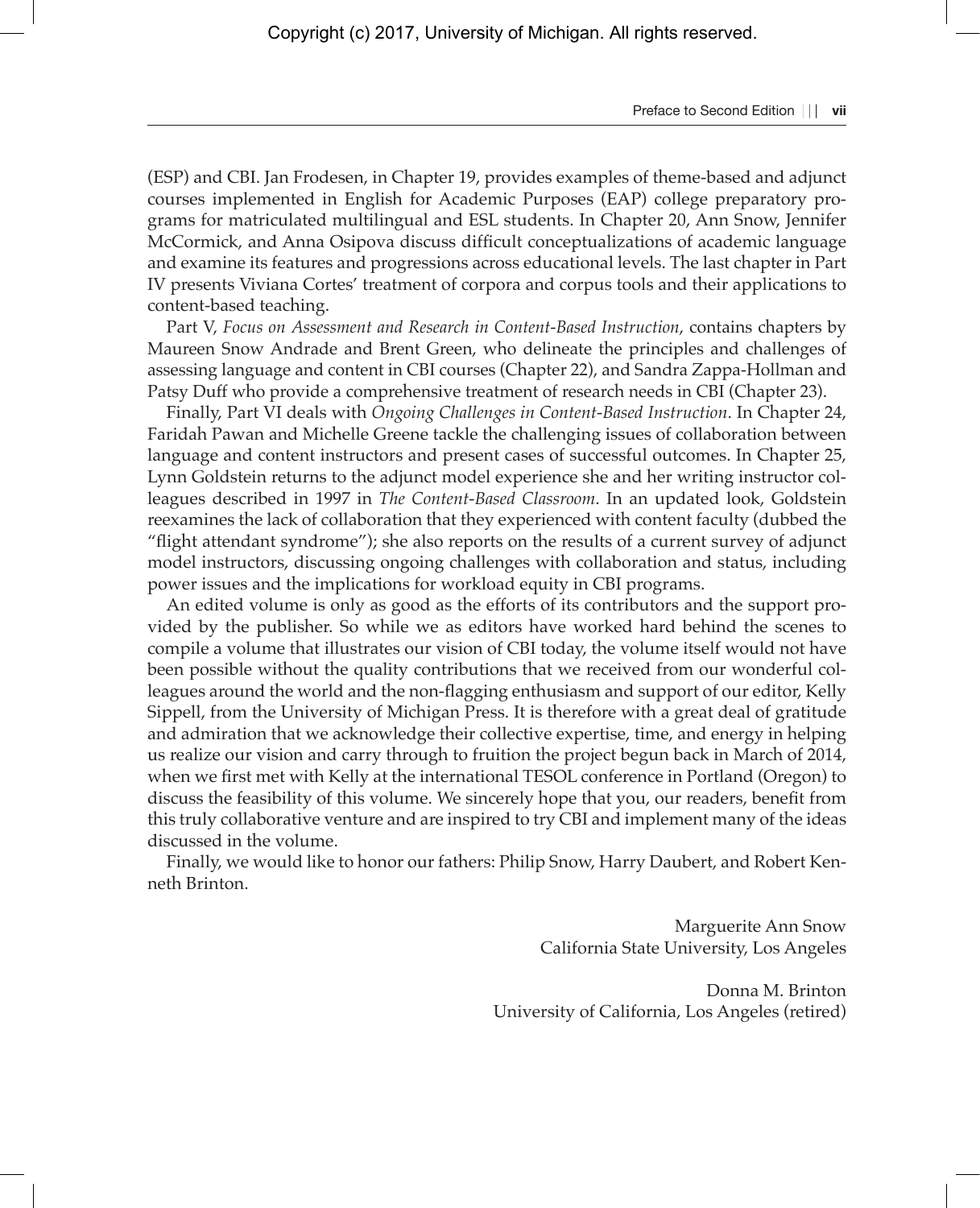(ESP) and CBI. Jan Frodesen, in Chapter 19, provides examples of theme-based and adjunct courses implemented in English for Academic Purposes (EAP) college preparatory programs for matriculated multilingual and ESL students. In Chapter 20, Ann Snow, Jennifer McCormick, and Anna Osipova discuss difficult conceptualizations of academic language and examine its features and progressions across educational levels. The last chapter in Part IV presents Viviana Cortes' treatment of corpora and corpus tools and their applications to content-based teaching.

Part V, *Focus on Assessment and Research in Content-Based Instruction*, contains chapters by Maureen Snow Andrade and Brent Green, who delineate the principles and challenges of assessing language and content in CBI courses (Chapter 22), and Sandra Zappa-Hollman and Patsy Duff who provide a comprehensive treatment of research needs in CBI (Chapter 23).

Finally, Part VI deals with *Ongoing Challenges in Content-Based Instruction*. In Chapter 24, Faridah Pawan and Michelle Greene tackle the challenging issues of collaboration between language and content instructors and present cases of successful outcomes. In Chapter 25, Lynn Goldstein returns to the adjunct model experience she and her writing instructor colleagues described in 1997 in *The Content-Based Classroom*. In an updated look, Goldstein reexamines the lack of collaboration that they experienced with content faculty (dubbed the "flight attendant syndrome"); she also reports on the results of a current survey of adjunct model instructors, discussing ongoing challenges with collaboration and status, including power issues and the implications for workload equity in CBI programs.

An edited volume is only as good as the efforts of its contributors and the support provided by the publisher. So while we as editors have worked hard behind the scenes to compile a volume that illustrates our vision of CBI today, the volume itself would not have been possible without the quality contributions that we received from our wonderful colleagues around the world and the non-flagging enthusiasm and support of our editor, Kelly Sippell, from the University of Michigan Press. It is therefore with a great deal of gratitude and admiration that we acknowledge their collective expertise, time, and energy in helping us realize our vision and carry through to fruition the project begun back in March of 2014, when we first met with Kelly at the international TESOL conference in Portland (Oregon) to discuss the feasibility of this volume. We sincerely hope that you, our readers, benefit from this truly collaborative venture and are inspired to try CBI and implement many of the ideas discussed in the volume.

Finally, we would like to honor our fathers: Philip Snow, Harry Daubert, and Robert Kenneth Brinton.

Marguerite Ann Snow
California State University, Los Angeles

Donna M. Brinton
University of California, Los Angeles (retired)